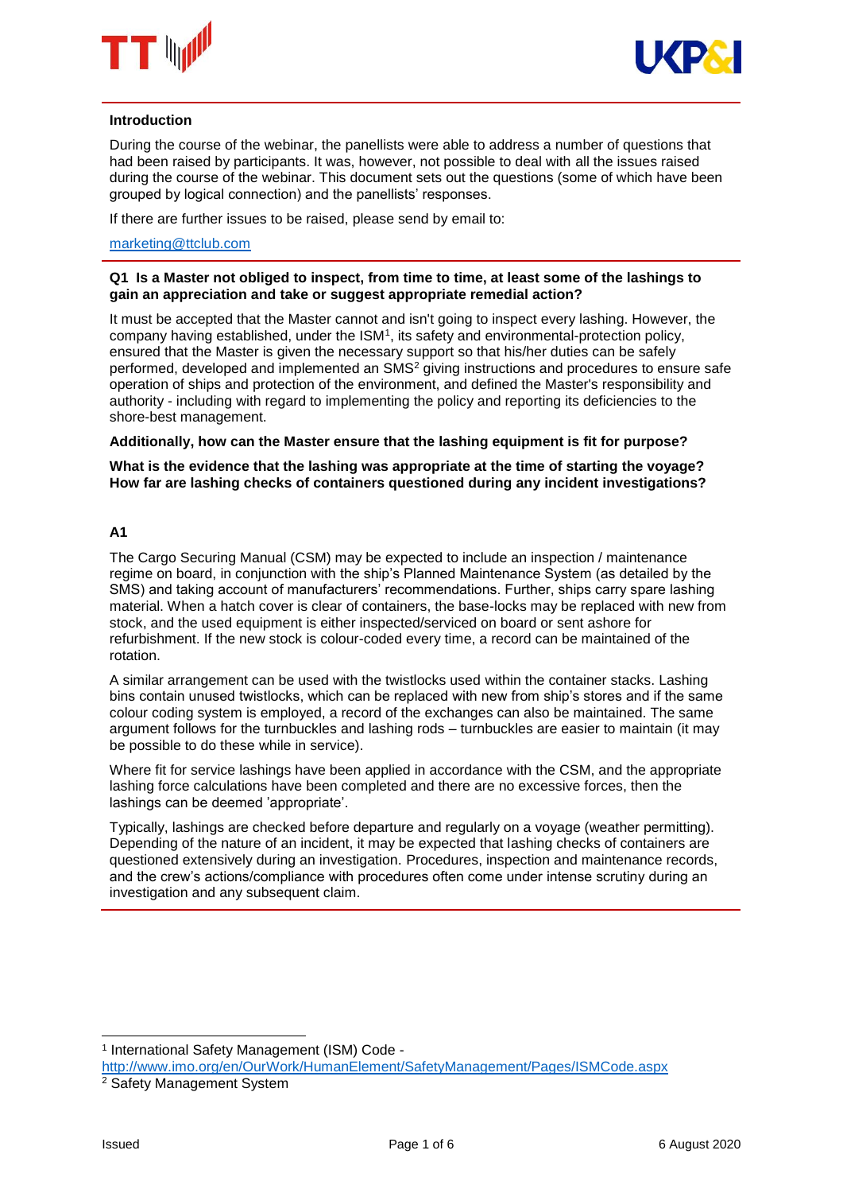## Introduction

During the course of the webinar, the panellists were able to address a number of questions that had been raised by participants. It was, however, not possible to deal with all the issues raised during the course of the webinar. This document sets out the questions (some of which have been grouped by logical connection) and the panellists' responses.

If there are further issues to be raised, please send by email to:

marketing@ttclub.com

---

**Q1 Is a Master not obliged to inspect, from time to time, at least some of the lashings to gain an appreciation and take or suggest appropriate remedial action?**

It must be accepted that the Master cannot and isn't going to inspect every lashing. However, the company having established, under the ISM[1], its safety and environmental-protection policy, ensured that the Master is given the necessary support so that his/her duties can be safely performed, developed and implemented an SMS[2] giving instructions and procedures to ensure safe operation of ships and protection of the environment, and defined the Master's responsibility and authority - including with regard to implementing the policy and reporting its deficiencies to the shore-best management.

**Additionally, how can the Master ensure that the lashing equipment is fit for purpose?**

**What is the evidence that the lashing was appropriate at the time of starting the voyage? How far are lashing checks of containers questioned during any incident investigations?**

**A1**

The Cargo Securing Manual (CSM) may be expected to include an inspection / maintenance regime on board, in conjunction with the ship's Planned Maintenance System (as detailed by the SMS) and taking account of manufacturers' recommendations. Further, ships carry spare lashing material. When a hatch cover is clear of containers, the base-locks may be replaced with new from stock, and the used equipment is either inspected/serviced on board or sent ashore for refurbishment. If the new stock is colour-coded every time, a record can be maintained of the rotation.

A similar arrangement can be used with the twistlocks used within the container stacks. Lashing bins contain unused twistlocks, which can be replaced with new from ship's stores and if the same colour coding system is employed, a record of the exchanges can also be maintained. The same argument follows for the turnbuckles and lashing rods – turnbuckles are easier to maintain (it may be possible to do these while in service).

Where fit for service lashings have been applied in accordance with the CSM, and the appropriate lashing force calculations have been completed and there are no excessive forces, then the lashings can be deemed 'appropriate'.

Typically, lashings are checked before departure and regularly on a voyage (weather permitting). Depending of the nature of an incident, it may be expected that lashing checks of containers are questioned extensively during an investigation. Procedures, inspection and maintenance records, and the crew's actions/compliance with procedures often come under intense scrutiny during an investigation and any subsequent claim.

---

[1] International Safety Management (ISM) Code - http://www.imo.org/en/OurWork/HumanElement/SafetyManagement/Pages/ISMCode.aspx

[2] Safety Management System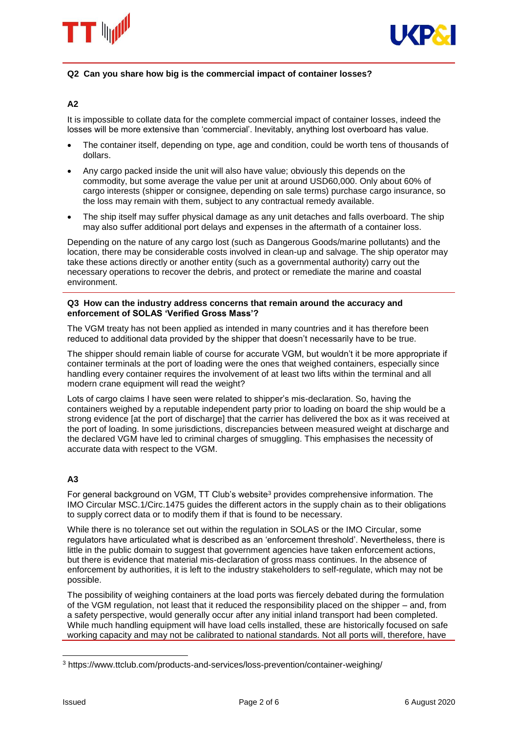**Q2 Can you share how big is the commercial impact of container losses?**

**A2**

It is impossible to collate data for the complete commercial impact of container losses, indeed the losses will be more extensive than 'commercial'. Inevitably, anything lost overboard has value.

- The container itself, depending on type, age and condition, could be worth tens of thousands of dollars.
- Any cargo packed inside the unit will also have value; obviously this depends on the commodity, but some average the value per unit at around USD60,000. Only about 60% of cargo interests (shipper or consignee, depending on sale terms) purchase cargo insurance, so the loss may remain with them, subject to any contractual remedy available.
- The ship itself may suffer physical damage as any unit detaches and falls overboard. The ship may also suffer additional port delays and expenses in the aftermath of a container loss.

Depending on the nature of any cargo lost (such as Dangerous Goods/marine pollutants) and the location, there may be considerable costs involved in clean-up and salvage. The ship operator may take these actions directly or another entity (such as a governmental authority) carry out the necessary operations to recover the debris, and protect or remediate the marine and coastal environment.

**Q3 How can the industry address concerns that remain around the accuracy and enforcement of SOLAS 'Verified Gross Mass'?**

The VGM treaty has not been applied as intended in many countries and it has therefore been reduced to additional data provided by the shipper that doesn't necessarily have to be true.

The shipper should remain liable of course for accurate VGM, but wouldn't it be more appropriate if container terminals at the port of loading were the ones that weighed containers, especially since handling every container requires the involvement of at least two lifts within the terminal and all modern crane equipment will read the weight?

Lots of cargo claims I have seen were related to shipper's mis-declaration. So, having the containers weighed by a reputable independent party prior to loading on board the ship would be a strong evidence [at the port of discharge] that the carrier has delivered the box as it was received at the port of loading. In some jurisdictions, discrepancies between measured weight at discharge and the declared VGM have led to criminal charges of smuggling. This emphasises the necessity of accurate data with respect to the VGM.

**A3**

For general background on VGM, TT Club's website[3] provides comprehensive information. The IMO Circular MSC.1/Circ.1475 guides the different actors in the supply chain as to their obligations to supply correct data or to modify them if that is found to be necessary.

While there is no tolerance set out within the regulation in SOLAS or the IMO Circular, some regulators have articulated what is described as an 'enforcement threshold'. Nevertheless, there is little in the public domain to suggest that government agencies have taken enforcement actions, but there is evidence that material mis-declaration of gross mass continues. In the absence of enforcement by authorities, it is left to the industry stakeholders to self-regulate, which may not be possible.

The possibility of weighing containers at the load ports was fiercely debated during the formulation of the VGM regulation, not least that it reduced the responsibility placed on the shipper – and, from a safety perspective, would generally occur after any initial inland transport had been completed. While much handling equipment will have load cells installed, these are historically focused on safe working capacity and may not be calibrated to national standards. Not all ports will, therefore, have

[3] https://www.ttclub.com/products-and-services/loss-prevention/container-weighing/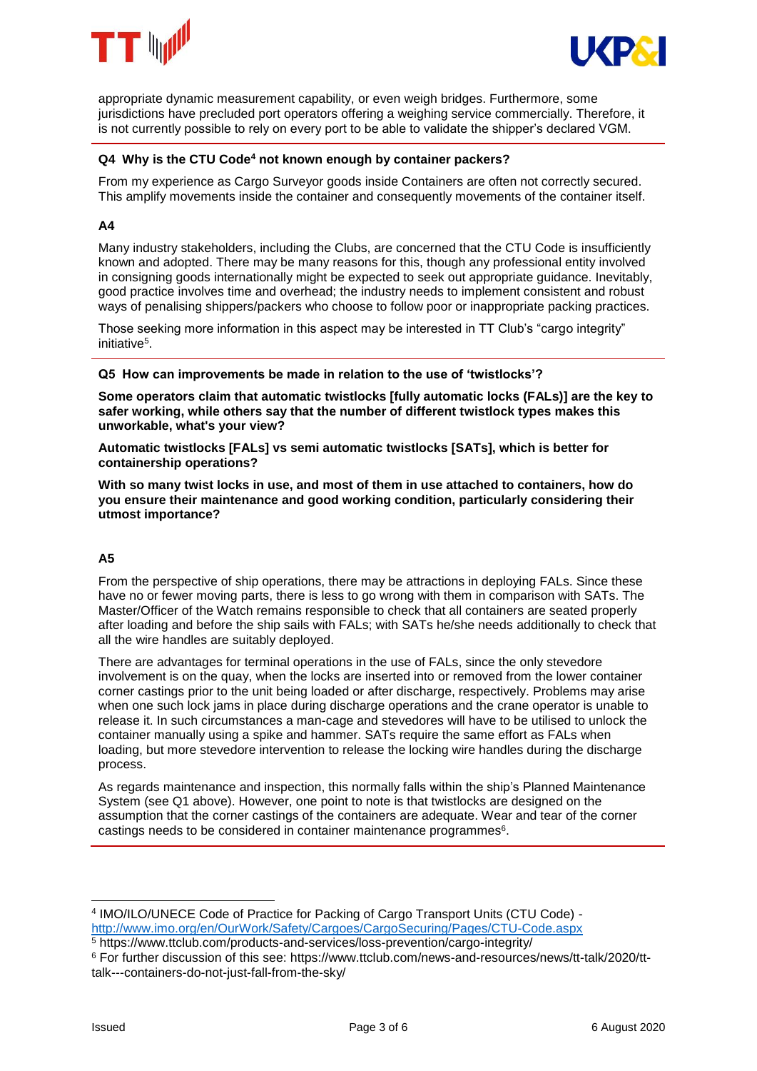appropriate dynamic measurement capability, or even weigh bridges. Furthermore, some jurisdictions have precluded port operators offering a weighing service commercially. Therefore, it is not currently possible to rely on every port to be able to validate the shipper's declared VGM.

---

**Q4 Why is the CTU Code[4] not known enough by container packers?**

From my experience as Cargo Surveyor goods inside Containers are often not correctly secured. This amplify movements inside the container and consequently movements of the container itself.

**A4**

Many industry stakeholders, including the Clubs, are concerned that the CTU Code is insufficiently known and adopted. There may be many reasons for this, though any professional entity involved in consigning goods internationally might be expected to seek out appropriate guidance. Inevitably, good practice involves time and overhead; the industry needs to implement consistent and robust ways of penalising shippers/packers who choose to follow poor or inappropriate packing practices.

Those seeking more information in this aspect may be interested in TT Club's "cargo integrity" initiative[5].

---

**Q5 How can improvements be made in relation to the use of 'twistlocks'?**

**Some operators claim that automatic twistlocks [fully automatic locks (FALs)] are the key to safer working, while others say that the number of different twistlock types makes this unworkable, what's your view?**

**Automatic twistlocks [FALs] vs semi automatic twistlocks [SATs], which is better for containership operations?**

**With so many twist locks in use, and most of them in use attached to containers, how do you ensure their maintenance and good working condition, particularly considering their utmost importance?**

**A5**

From the perspective of ship operations, there may be attractions in deploying FALs. Since these have no or fewer moving parts, there is less to go wrong with them in comparison with SATs. The Master/Officer of the Watch remains responsible to check that all containers are seated properly after loading and before the ship sails with FALs; with SATs he/she needs additionally to check that all the wire handles are suitably deployed.

There are advantages for terminal operations in the use of FALs, since the only stevedore involvement is on the quay, when the locks are inserted into or removed from the lower container corner castings prior to the unit being loaded or after discharge, respectively. Problems may arise when one such lock jams in place during discharge operations and the crane operator is unable to release it. In such circumstances a man-cage and stevedores will have to be utilised to unlock the container manually using a spike and hammer. SATs require the same effort as FALs when loading, but more stevedore intervention to release the locking wire handles during the discharge process.

As regards maintenance and inspection, this normally falls within the ship's Planned Maintenance System (see Q1 above). However, one point to note is that twistlocks are designed on the assumption that the corner castings of the containers are adequate. Wear and tear of the corner castings needs to be considered in container maintenance programmes[6].

---

[4] IMO/ILO/UNECE Code of Practice for Packing of Cargo Transport Units (CTU Code) - http://www.imo.org/en/OurWork/Safety/Cargoes/CargoSecuring/Pages/CTU-Code.aspx

[5] https://www.ttclub.com/products-and-services/loss-prevention/cargo-integrity/

[6] For further discussion of this see: https://www.ttclub.com/news-and-resources/news/tt-talk/2020/tt-talk---containers-do-not-just-fall-from-the-sky/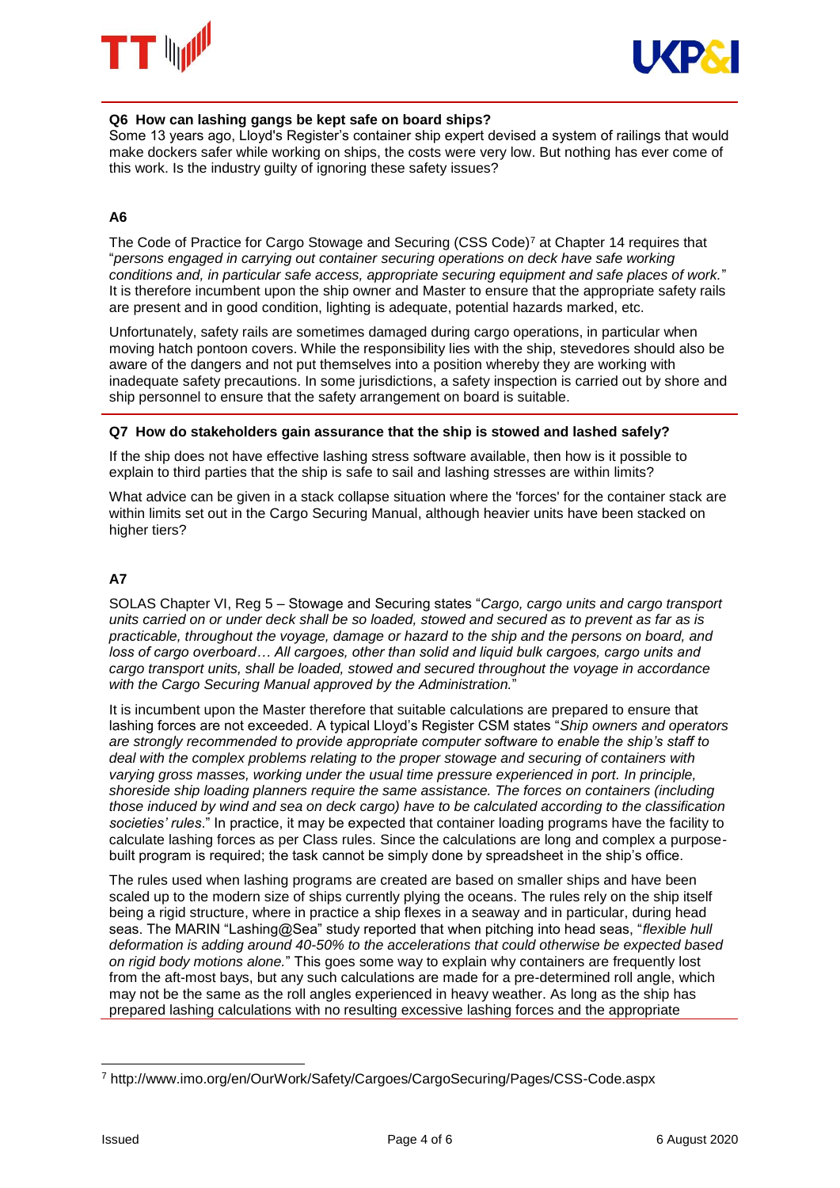**Q6 How can lashing gangs be kept safe on board ships?**

Some 13 years ago, Lloyd's Register's container ship expert devised a system of railings that would make dockers safer while working on ships, the costs were very low. But nothing has ever come of this work. Is the industry guilty of ignoring these safety issues?

**A6**

The Code of Practice for Cargo Stowage and Securing (CSS Code)[7] at Chapter 14 requires that "*persons engaged in carrying out container securing operations on deck have safe working conditions and, in particular safe access, appropriate securing equipment and safe places of work.*" It is therefore incumbent upon the ship owner and Master to ensure that the appropriate safety rails are present and in good condition, lighting is adequate, potential hazards marked, etc.

Unfortunately, safety rails are sometimes damaged during cargo operations, in particular when moving hatch pontoon covers. While the responsibility lies with the ship, stevedores should also be aware of the dangers and not put themselves into a position whereby they are working with inadequate safety precautions. In some jurisdictions, a safety inspection is carried out by shore and ship personnel to ensure that the safety arrangement on board is suitable.

**Q7 How do stakeholders gain assurance that the ship is stowed and lashed safely?**

If the ship does not have effective lashing stress software available, then how is it possible to explain to third parties that the ship is safe to sail and lashing stresses are within limits?

What advice can be given in a stack collapse situation where the 'forces' for the container stack are within limits set out in the Cargo Securing Manual, although heavier units have been stacked on higher tiers?

**A7**

SOLAS Chapter VI, Reg 5 – Stowage and Securing states "*Cargo, cargo units and cargo transport units carried on or under deck shall be so loaded, stowed and secured as to prevent as far as is practicable, throughout the voyage, damage or hazard to the ship and the persons on board, and loss of cargo overboard… All cargoes, other than solid and liquid bulk cargoes, cargo units and cargo transport units, shall be loaded, stowed and secured throughout the voyage in accordance with the Cargo Securing Manual approved by the Administration.*"

It is incumbent upon the Master therefore that suitable calculations are prepared to ensure that lashing forces are not exceeded. A typical Lloyd's Register CSM states "*Ship owners and operators are strongly recommended to provide appropriate computer software to enable the ship's staff to deal with the complex problems relating to the proper stowage and securing of containers with varying gross masses, working under the usual time pressure experienced in port. In principle, shoreside ship loading planners require the same assistance. The forces on containers (including those induced by wind and sea on deck cargo) have to be calculated according to the classification societies' rules*." In practice, it may be expected that container loading programs have the facility to calculate lashing forces as per Class rules. Since the calculations are long and complex a purpose-built program is required; the task cannot be simply done by spreadsheet in the ship's office.

The rules used when lashing programs are created are based on smaller ships and have been scaled up to the modern size of ships currently plying the oceans. The rules rely on the ship itself being a rigid structure, where in practice a ship flexes in a seaway and in particular, during head seas. The MARIN "Lashing@Sea" study reported that when pitching into head seas, "*flexible hull deformation is adding around 40-50% to the accelerations that could otherwise be expected based on rigid body motions alone.*" This goes some way to explain why containers are frequently lost from the aft-most bays, but any such calculations are made for a pre-determined roll angle, which may not be the same as the roll angles experienced in heavy weather. As long as the ship has prepared lashing calculations with no resulting excessive lashing forces and the appropriate

---

[7] http://www.imo.org/en/OurWork/Safety/Cargoes/CargoSecuring/Pages/CSS-Code.aspx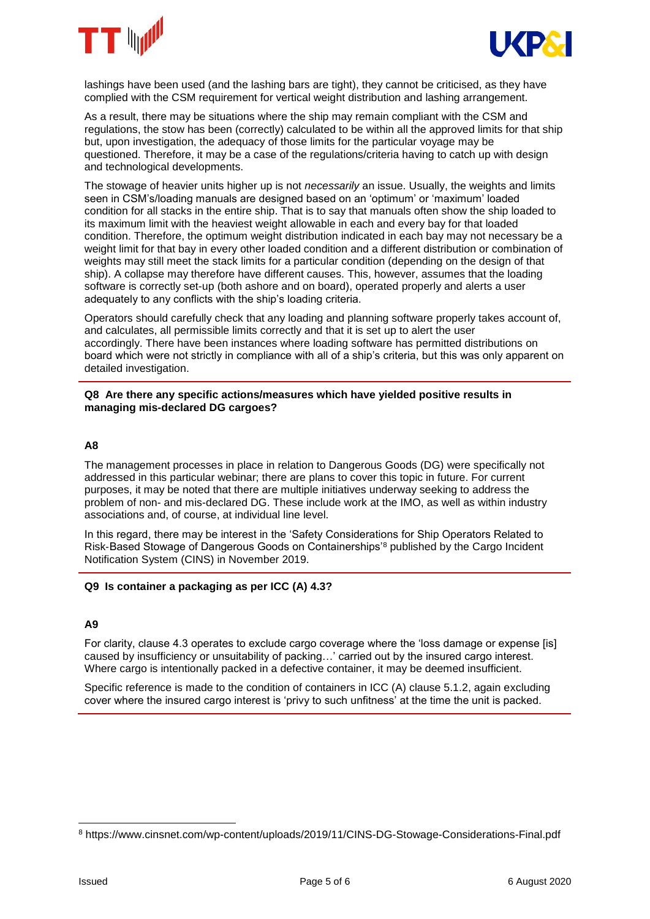lashings have been used (and the lashing bars are tight), they cannot be criticised, as they have complied with the CSM requirement for vertical weight distribution and lashing arrangement.

As a result, there may be situations where the ship may remain compliant with the CSM and regulations, the stow has been (correctly) calculated to be within all the approved limits for that ship but, upon investigation, the adequacy of those limits for the particular voyage may be questioned. Therefore, it may be a case of the regulations/criteria having to catch up with design and technological developments.

The stowage of heavier units higher up is not *necessarily* an issue. Usually, the weights and limits seen in CSM's/loading manuals are designed based on an 'optimum' or 'maximum' loaded condition for all stacks in the entire ship. That is to say that manuals often show the ship loaded to its maximum limit with the heaviest weight allowable in each and every bay for that loaded condition. Therefore, the optimum weight distribution indicated in each bay may not necessary be a weight limit for that bay in every other loaded condition and a different distribution or combination of weights may still meet the stack limits for a particular condition (depending on the design of that ship). A collapse may therefore have different causes. This, however, assumes that the loading software is correctly set-up (both ashore and on board), operated properly and alerts a user adequately to any conflicts with the ship's loading criteria.

Operators should carefully check that any loading and planning software properly takes account of, and calculates, all permissible limits correctly and that it is set up to alert the user accordingly. There have been instances where loading software has permitted distributions on board which were not strictly in compliance with all of a ship's criteria, but this was only apparent on detailed investigation.

**Q8 Are there any specific actions/measures which have yielded positive results in managing mis-declared DG cargoes?**

**A8**

The management processes in place in relation to Dangerous Goods (DG) were specifically not addressed in this particular webinar; there are plans to cover this topic in future. For current purposes, it may be noted that there are multiple initiatives underway seeking to address the problem of non- and mis-declared DG. These include work at the IMO, as well as within industry associations and, of course, at individual line level.

In this regard, there may be interest in the 'Safety Considerations for Ship Operators Related to Risk-Based Stowage of Dangerous Goods on Containerships'[8] published by the Cargo Incident Notification System (CINS) in November 2019.

**Q9 Is container a packaging as per ICC (A) 4.3?**

**A9**

For clarity, clause 4.3 operates to exclude cargo coverage where the 'loss damage or expense [is] caused by insufficiency or unsuitability of packing…' carried out by the insured cargo interest. Where cargo is intentionally packed in a defective container, it may be deemed insufficient.

Specific reference is made to the condition of containers in ICC (A) clause 5.1.2, again excluding cover where the insured cargo interest is 'privy to such unfitness' at the time the unit is packed.

---

[8] https://www.cinsnet.com/wp-content/uploads/2019/11/CINS-DG-Stowage-Considerations-Final.pdf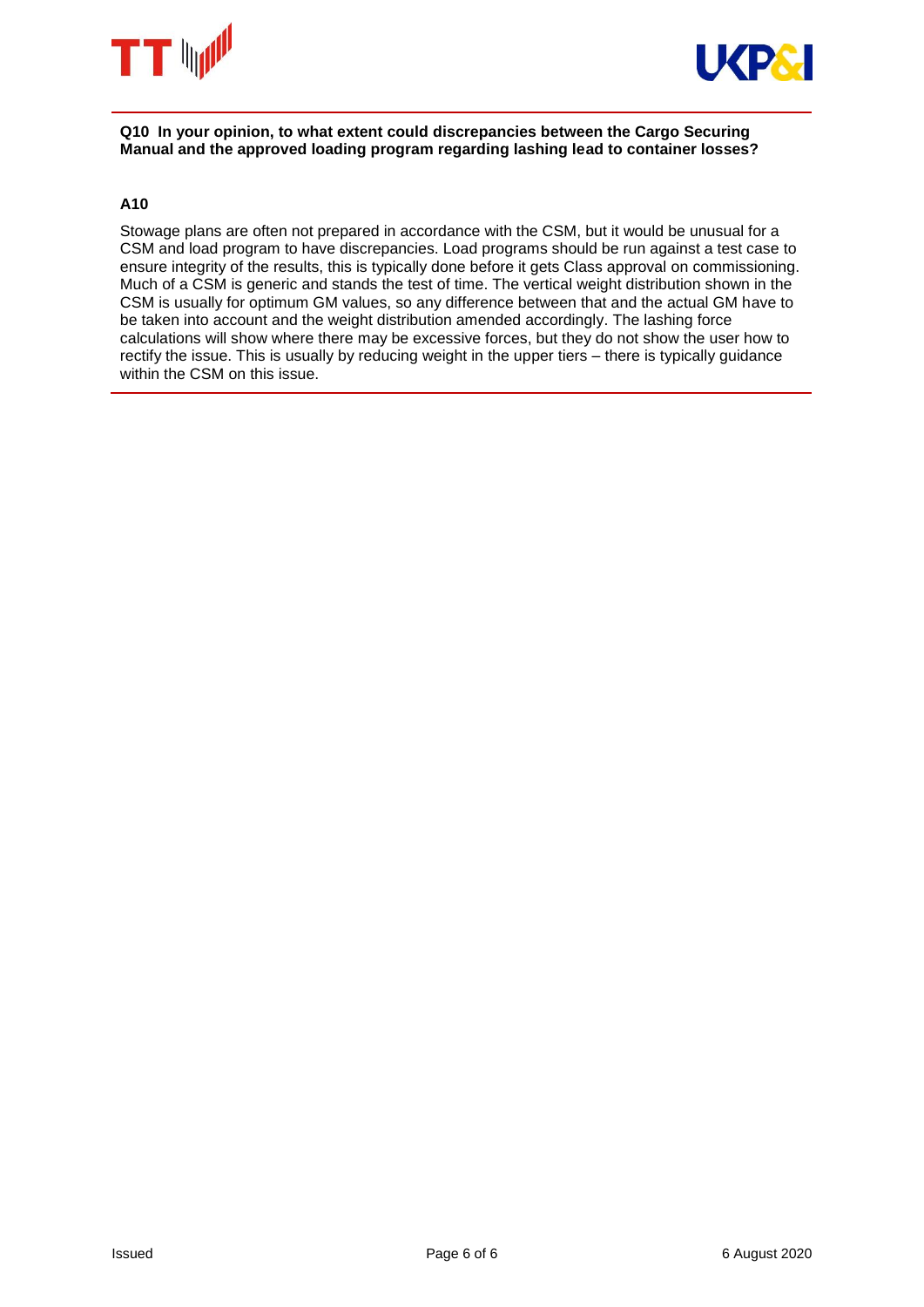**Q10 In your opinion, to what extent could discrepancies between the Cargo Securing Manual and the approved loading program regarding lashing lead to container losses?**

**A10**

Stowage plans are often not prepared in accordance with the CSM, but it would be unusual for a CSM and load program to have discrepancies. Load programs should be run against a test case to ensure integrity of the results, this is typically done before it gets Class approval on commissioning. Much of a CSM is generic and stands the test of time. The vertical weight distribution shown in the CSM is usually for optimum GM values, so any difference between that and the actual GM have to be taken into account and the weight distribution amended accordingly. The lashing force calculations will show where there may be excessive forces, but they do not show the user how to rectify the issue. This is usually by reducing weight in the upper tiers – there is typically guidance within the CSM on this issue.